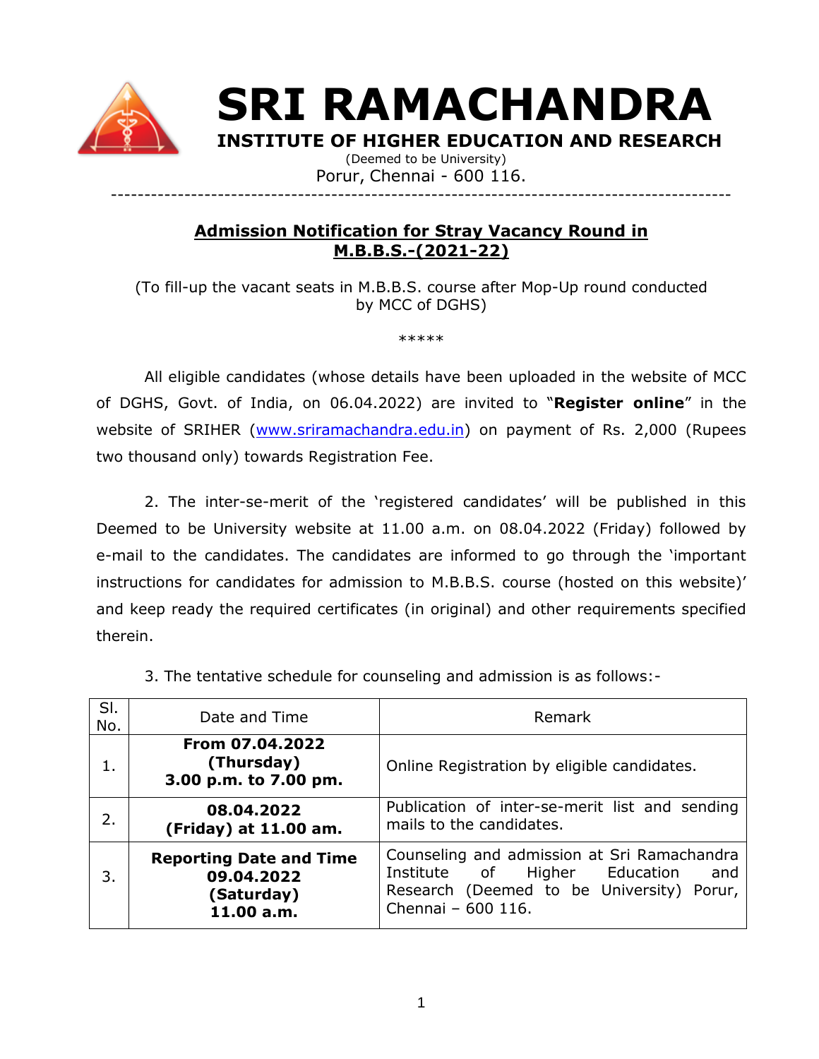# SRI RAMACHANDRA

## INSTITUTE OF HIGHER EDUCATION AND RESEARCH

(Deemed to be University)

Porur, Chennai - 600 116.

---

## Admission Notification for Stray Vacancy Round in M.B.B.S.-(2021-22)

(To fill-up the vacant seats in M.B.B.S. course after Mop-Up round conducted by MCC of DGHS)

*****

All eligible candidates (whose details have been uploaded in the website of MCC of DGHS, Govt. of India, on 06.04.2022) are invited to "**Register online**" in the website of SRIHER (www.sriramachandra.edu.in) on payment of Rs. 2,000 (Rupees two thousand only) towards Registration Fee.

2. The inter-se-merit of the 'registered candidates' will be published in this Deemed to be University website at 11.00 a.m. on 08.04.2022 (Friday) followed by e-mail to the candidates. The candidates are informed to go through the 'important instructions for candidates for admission to M.B.B.S. course (hosted on this website)' and keep ready the required certificates (in original) and other requirements specified therein.

3. The tentative schedule for counseling and admission is as follows:-

| Sl. No. | Date and Time | Remark |
|---|---|---|
| 1. | **From 07.04.2022 (Thursday) 3.00 p.m. to 7.00 pm.** | Online Registration by eligible candidates. |
| 2. | **08.04.2022 (Friday) at 11.00 am.** | Publication of inter-se-merit list and sending mails to the candidates. |
| 3. | **Reporting Date and Time 09.04.2022 (Saturday) 11.00 a.m.** | Counseling and admission at Sri Ramachandra Institute of Higher Education and Research (Deemed to be University) Porur, Chennai – 600 116. |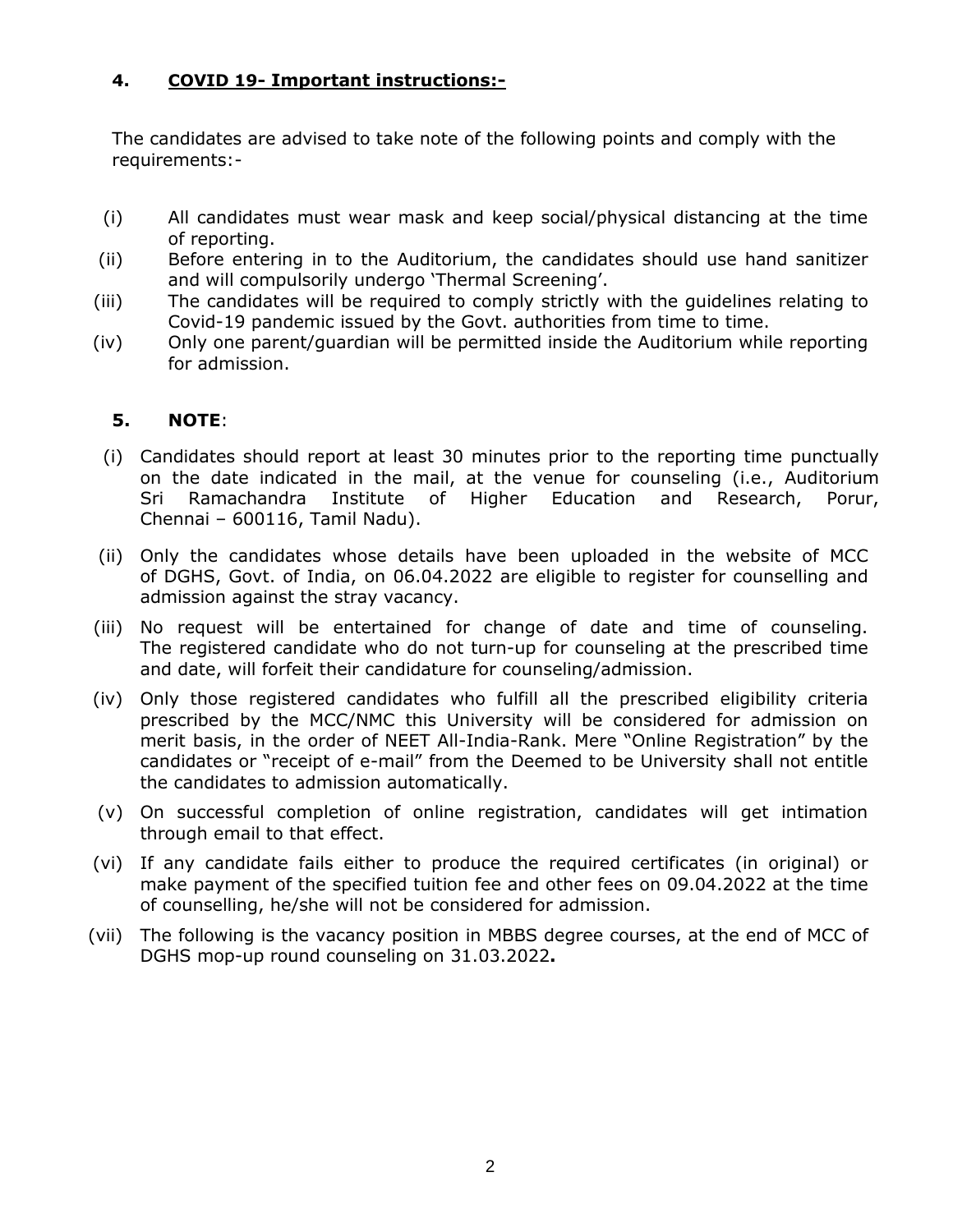## 4. COVID 19- Important instructions:-

The candidates are advised to take note of the following points and comply with the requirements:-

(i) All candidates must wear mask and keep social/physical distancing at the time of reporting.

(ii) Before entering in to the Auditorium, the candidates should use hand sanitizer and will compulsorily undergo 'Thermal Screening'.

(iii) The candidates will be required to comply strictly with the guidelines relating to Covid-19 pandemic issued by the Govt. authorities from time to time.

(iv) Only one parent/guardian will be permitted inside the Auditorium while reporting for admission.

## 5. NOTE:

(i) Candidates should report at least 30 minutes prior to the reporting time punctually on the date indicated in the mail, at the venue for counseling (i.e., Auditorium Sri Ramachandra Institute of Higher Education and Research, Porur, Chennai – 600116, Tamil Nadu).

(ii) Only the candidates whose details have been uploaded in the website of MCC of DGHS, Govt. of India, on 06.04.2022 are eligible to register for counselling and admission against the stray vacancy.

(iii) No request will be entertained for change of date and time of counseling. The registered candidate who do not turn-up for counseling at the prescribed time and date, will forfeit their candidature for counseling/admission.

(iv) Only those registered candidates who fulfill all the prescribed eligibility criteria prescribed by the MCC/NMC this University will be considered for admission on merit basis, in the order of NEET All-India-Rank. Mere "Online Registration" by the candidates or "receipt of e-mail" from the Deemed to be University shall not entitle the candidates to admission automatically.

(v) On successful completion of online registration, candidates will get intimation through email to that effect.

(vi) If any candidate fails either to produce the required certificates (in original) or make payment of the specified tuition fee and other fees on 09.04.2022 at the time of counselling, he/she will not be considered for admission.

(vii) The following is the vacancy position in MBBS degree courses, at the end of MCC of DGHS mop-up round counseling on 31.03.2022**.**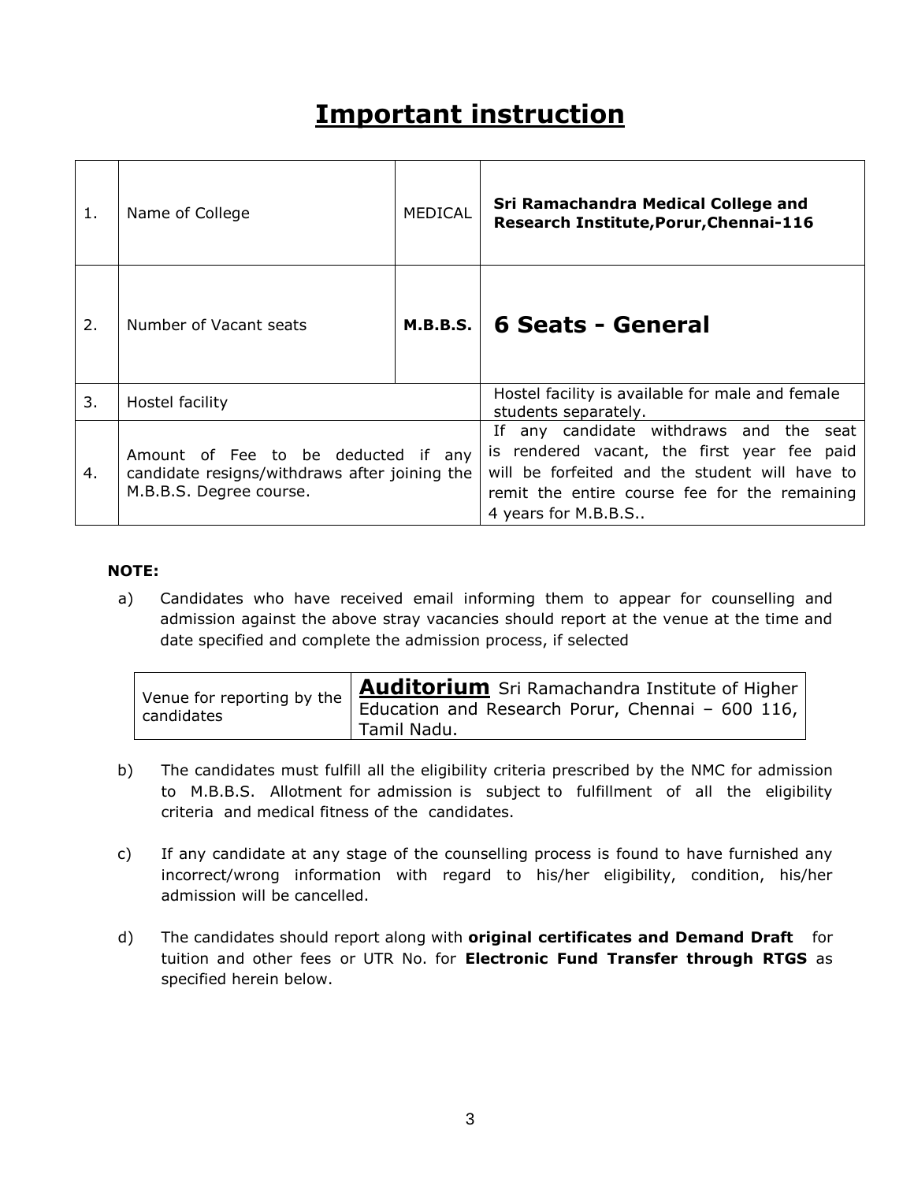# Important instruction

| | | | |
|---|---|---|---|
| 1. | Name of College | MEDICAL | **Sri Ramachandra Medical College and Research Institute,Porur,Chennai-116** |
| 2. | Number of Vacant seats | **M.B.B.S.** | **6 Seats - General** |
| 3. | Hostel facility | | Hostel facility is available for male and female students separately. |
| 4. | Amount of Fee to be deducted if any candidate resigns/withdraws after joining the M.B.B.S. Degree course. | | If any candidate withdraws and the seat is rendered vacant, the first year fee paid will be forfeited and the student will have to remit the entire course fee for the remaining 4 years for M.B.B.S.. |

**NOTE:**

a) Candidates who have received email informing them to appear for counselling and admission against the above stray vacancies should report at the venue at the time and date specified and complete the admission process, if selected

| Venue for reporting by the candidates | **Auditorium** Sri Ramachandra Institute of Higher Education and Research Porur, Chennai – 600 116, Tamil Nadu. |
|---|---|

b) The candidates must fulfill all the eligibility criteria prescribed by the NMC for admission to M.B.B.S. Allotment for admission is subject to fulfillment of all the eligibility criteria and medical fitness of the candidates.

c) If any candidate at any stage of the counselling process is found to have furnished any incorrect/wrong information with regard to his/her eligibility, condition, his/her admission will be cancelled.

d) The candidates should report along with **original certificates and Demand Draft** for tuition and other fees or UTR No. for **Electronic Fund Transfer through RTGS** as specified herein below.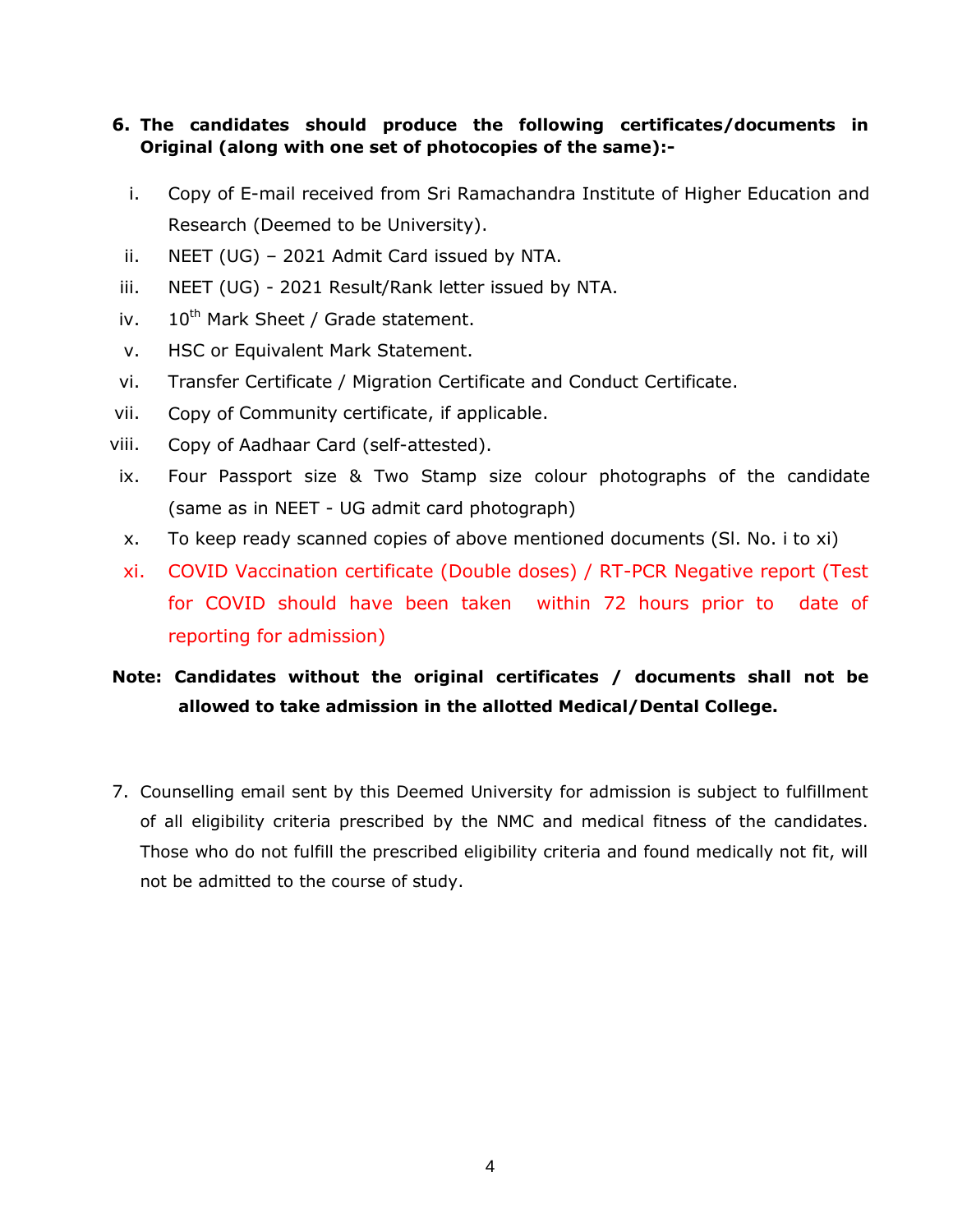**6. The candidates should produce the following certificates/documents in Original (along with one set of photocopies of the same):-**

i. Copy of E-mail received from Sri Ramachandra Institute of Higher Education and Research (Deemed to be University).

ii. NEET (UG) – 2021 Admit Card issued by NTA.

iii. NEET (UG) - 2021 Result/Rank letter issued by NTA.

iv. 10th Mark Sheet / Grade statement.

v. HSC or Equivalent Mark Statement.

vi. Transfer Certificate / Migration Certificate and Conduct Certificate.

vii. Copy of Community certificate, if applicable.

viii. Copy of Aadhaar Card (self-attested).

ix. Four Passport size & Two Stamp size colour photographs of the candidate (same as in NEET - UG admit card photograph)

x. To keep ready scanned copies of above mentioned documents (Sl. No. i to xi)

xi. COVID Vaccination certificate (Double doses) / RT-PCR Negative report (Test for COVID should have been taken within 72 hours prior to date of reporting for admission)

**Note: Candidates without the original certificates / documents shall not be allowed to take admission in the allotted Medical/Dental College.**

7. Counselling email sent by this Deemed University for admission is subject to fulfillment of all eligibility criteria prescribed by the NMC and medical fitness of the candidates. Those who do not fulfill the prescribed eligibility criteria and found medically not fit, will not be admitted to the course of study.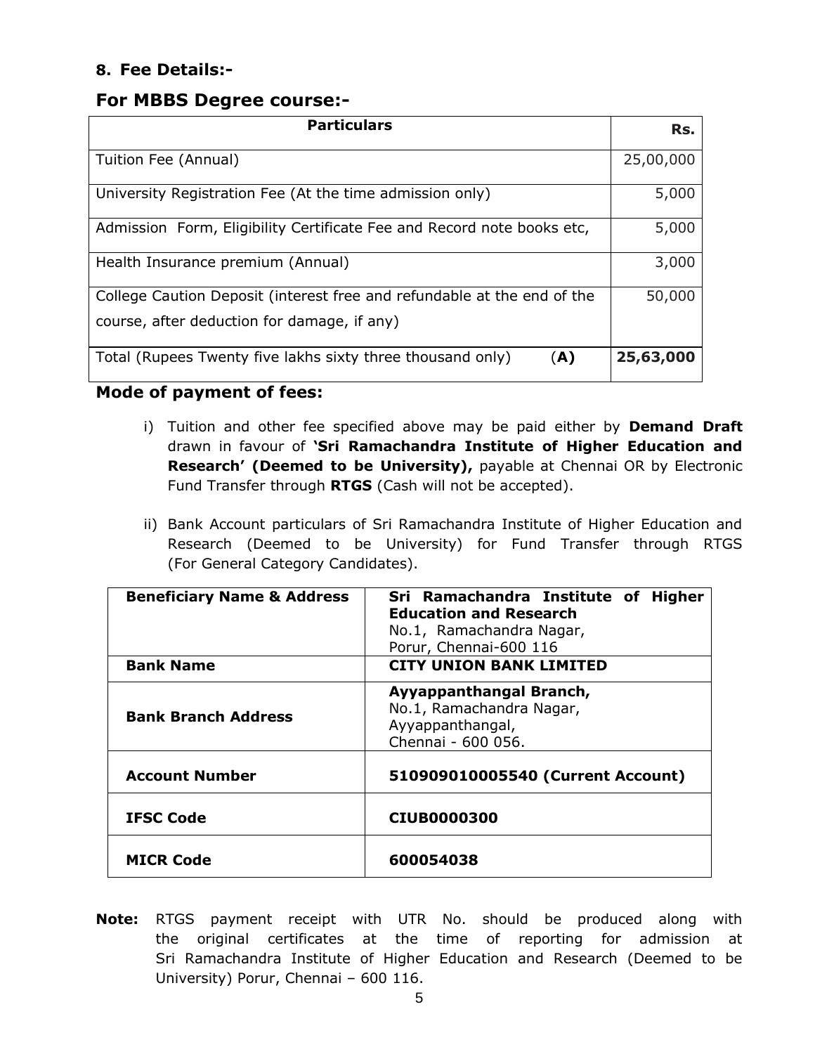## 8. Fee Details:-

## For MBBS Degree course:-

| Particulars | Rs. |
|---|---|
| Tuition Fee (Annual) | 25,00,000 |
| University Registration Fee (At the time admission only) | 5,000 |
| Admission Form, Eligibility Certificate Fee and Record note books etc, | 5,000 |
| Health Insurance premium (Annual) | 3,000 |
| College Caution Deposit (interest free and refundable at the end of the course, after deduction for damage, if any) | 50,000 |
| Total (Rupees Twenty five lakhs sixty three thousand only) (**A**) | **25,63,000** |

### Mode of payment of fees:

i) Tuition and other fee specified above may be paid either by **Demand Draft** drawn in favour of **'Sri Ramachandra Institute of Higher Education and Research' (Deemed to be University),** payable at Chennai OR by Electronic Fund Transfer through **RTGS** (Cash will not be accepted).

ii) Bank Account particulars of Sri Ramachandra Institute of Higher Education and Research (Deemed to be University) for Fund Transfer through RTGS (For General Category Candidates).

| **Beneficiary Name & Address** | **Sri Ramachandra Institute of Higher Education and Research** No.1, Ramachandra Nagar, Porur, Chennai-600 116 |
|---|---|
| **Bank Name** | **CITY UNION BANK LIMITED** |
| **Bank Branch Address** | **Ayyappanthangal Branch,** No.1, Ramachandra Nagar, Ayyappanthangal, Chennai - 600 056. |
| **Account Number** | **510909010005540 (Current Account)** |
| **IFSC Code** | **CIUB0000300** |
| **MICR Code** | **600054038** |

**Note:** RTGS payment receipt with UTR No. should be produced along with the original certificates at the time of reporting for admission at Sri Ramachandra Institute of Higher Education and Research (Deemed to be University) Porur, Chennai – 600 116.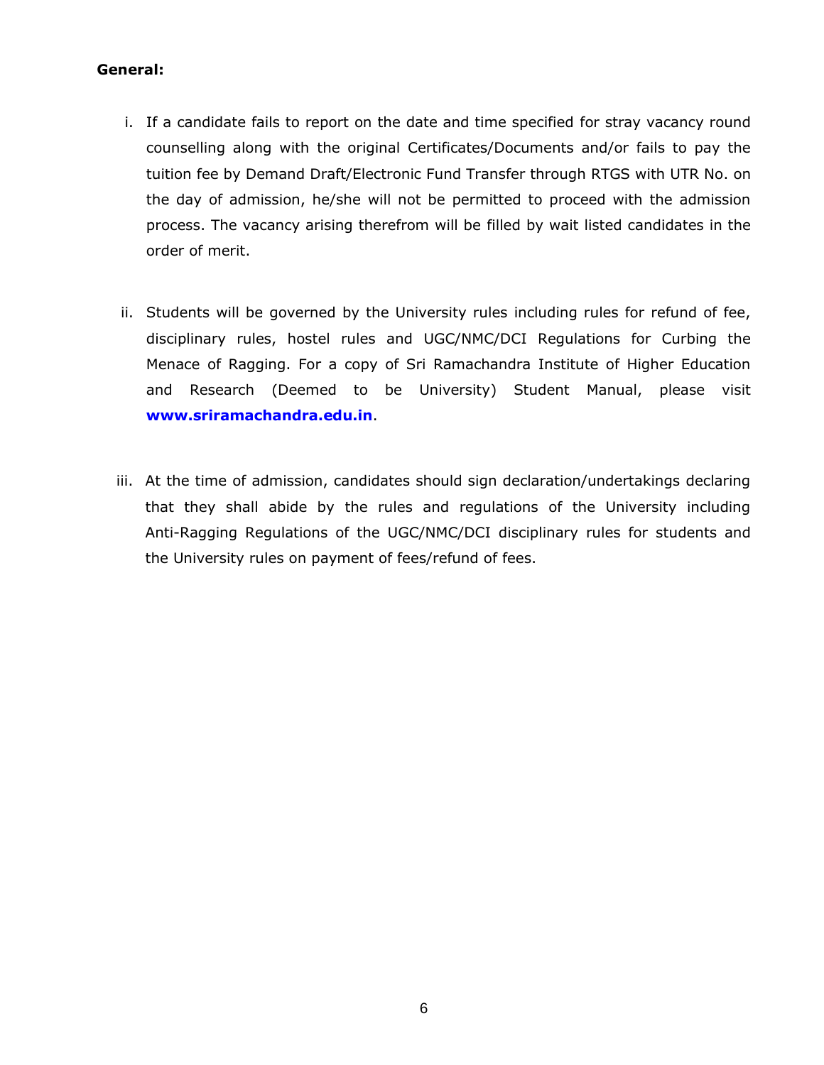**General:**

i. If a candidate fails to report on the date and time specified for stray vacancy round counselling along with the original Certificates/Documents and/or fails to pay the tuition fee by Demand Draft/Electronic Fund Transfer through RTGS with UTR No. on the day of admission, he/she will not be permitted to proceed with the admission process. The vacancy arising therefrom will be filled by wait listed candidates in the order of merit.

ii. Students will be governed by the University rules including rules for refund of fee, disciplinary rules, hostel rules and UGC/NMC/DCI Regulations for Curbing the Menace of Ragging. For a copy of Sri Ramachandra Institute of Higher Education and Research (Deemed to be University) Student Manual, please visit **www.sriramachandra.edu.in**.

iii. At the time of admission, candidates should sign declaration/undertakings declaring that they shall abide by the rules and regulations of the University including Anti-Ragging Regulations of the UGC/NMC/DCI disciplinary rules for students and the University rules on payment of fees/refund of fees.